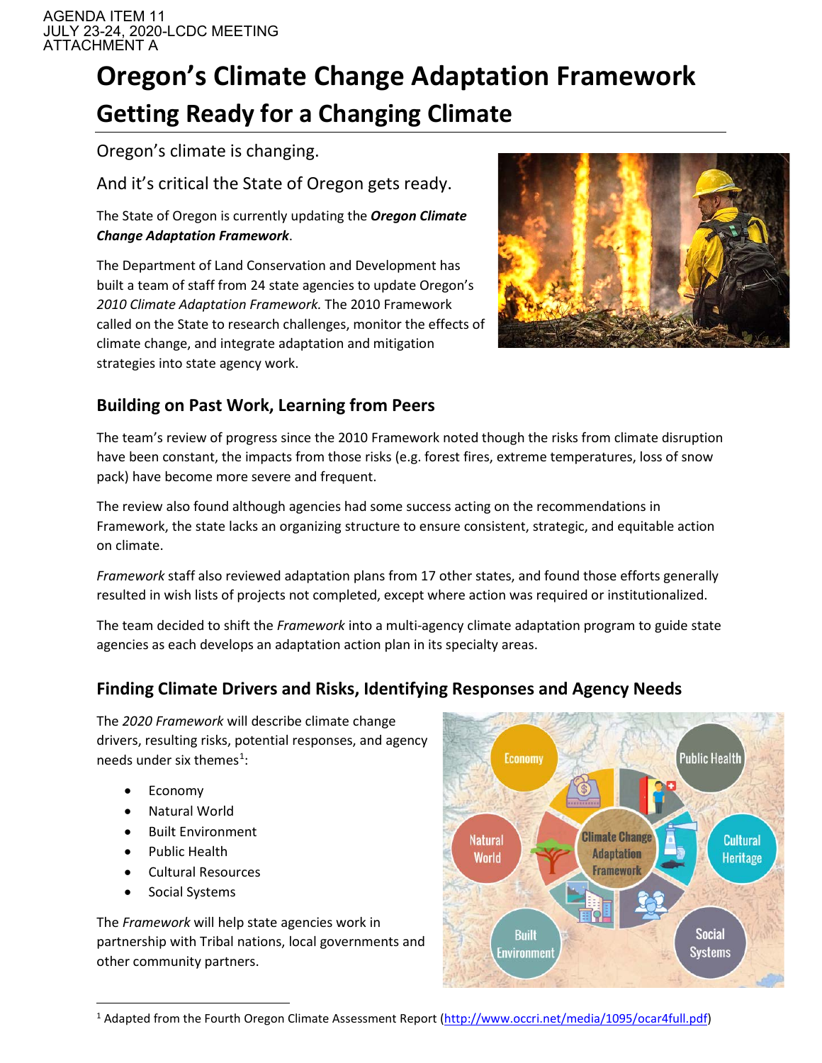AGENDA ITEM 11
JULY 23-24, 2020-LCDC MEETING
ATTACHMENT A

# Oregon's Climate Change Adaptation Framework

## Getting Ready for a Changing Climate

Oregon's climate is changing.

And it's critical the State of Oregon gets ready.

The State of Oregon is currently updating the ***Oregon Climate Change Adaptation Framework***.

The Department of Land Conservation and Development has built a team of staff from 24 state agencies to update Oregon's *2010 Climate Adaptation Framework.* The 2010 Framework called on the State to research challenges, monitor the effects of climate change, and integrate adaptation and mitigation strategies into state agency work.

### Building on Past Work, Learning from Peers

The team's review of progress since the 2010 Framework noted though the risks from climate disruption have been constant, the impacts from those risks (e.g. forest fires, extreme temperatures, loss of snow pack) have become more severe and frequent.

The review also found although agencies had some success acting on the recommendations in Framework, the state lacks an organizing structure to ensure consistent, strategic, and equitable action on climate.

*Framework* staff also reviewed adaptation plans from 17 other states, and found those efforts generally resulted in wish lists of projects not completed, except where action was required or institutionalized.

The team decided to shift the *Framework* into a multi-agency climate adaptation program to guide state agencies as each develops an adaptation action plan in its specialty areas.

### Finding Climate Drivers and Risks, Identifying Responses and Agency Needs

The *2020 Framework* will describe climate change drivers, resulting risks, potential responses, and agency needs under six themes[1]:

- Economy
- Natural World
- Built Environment
- Public Health
- Cultural Resources
- Social Systems

The *Framework* will help state agencies work in partnership with Tribal nations, local governments and other community partners.

[1] Adapted from the Fourth Oregon Climate Assessment Report (http://www.occri.net/media/1095/ocar4full.pdf)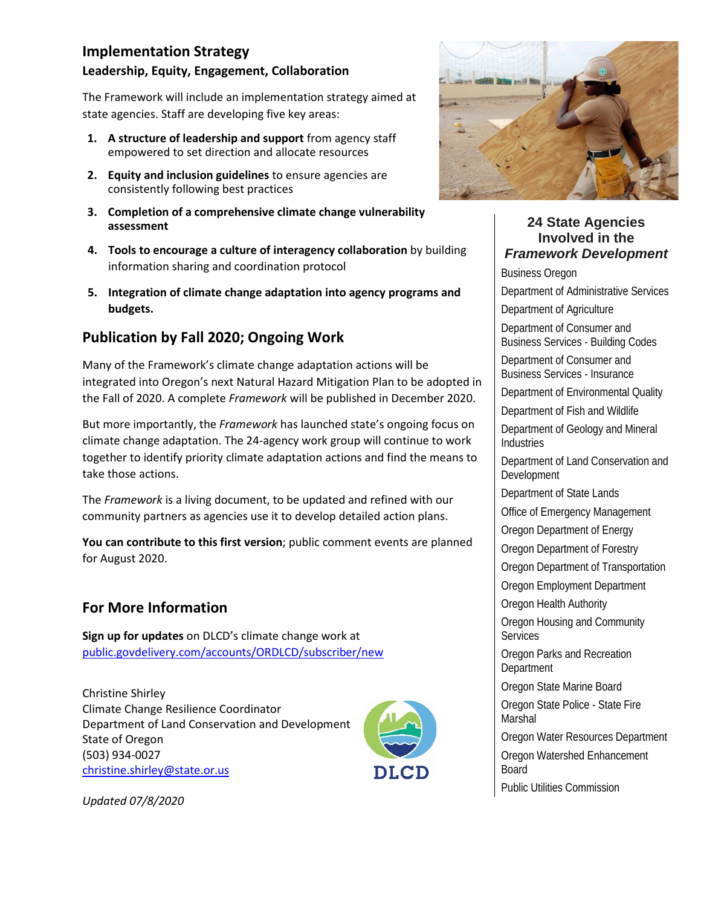## Implementation Strategy

### Leadership, Equity, Engagement, Collaboration

The Framework will include an implementation strategy aimed at state agencies. Staff are developing five key areas:

1. **A structure of leadership and support** from agency staff empowered to set direction and allocate resources
2. **Equity and inclusion guidelines** to ensure agencies are consistently following best practices
3. **Completion of a comprehensive climate change vulnerability assessment**
4. **Tools to encourage a culture of interagency collaboration** by building information sharing and coordination protocol
5. **Integration of climate change adaptation into agency programs and budgets.**

## Publication by Fall 2020; Ongoing Work

Many of the Framework's climate change adaptation actions will be integrated into Oregon's next Natural Hazard Mitigation Plan to be adopted in the Fall of 2020. A complete *Framework* will be published in December 2020.

But more importantly, the *Framework* has launched state's ongoing focus on climate change adaptation. The 24-agency work group will continue to work together to identify priority climate adaptation actions and find the means to take those actions.

The *Framework* is a living document, to be updated and refined with our community partners as agencies use it to develop detailed action plans.

**You can contribute to this first version**; public comment events are planned for August 2020.

## For More Information

**Sign up for updates** on DLCD's climate change work at
public.govdelivery.com/accounts/ORDLCD/subscriber/new

Christine Shirley
Climate Change Resilience Coordinator
Department of Land Conservation and Development
State of Oregon
(503) 934-0027
christine.shirley@state.or.us

DLCD

*Updated 07/8/2020*

### 24 State Agencies Involved in the *Framework Development*

- Business Oregon
- Department of Administrative Services
- Department of Agriculture
- Department of Consumer and Business Services - Building Codes
- Department of Consumer and Business Services - Insurance
- Department of Environmental Quality
- Department of Fish and Wildlife
- Department of Geology and Mineral Industries
- Department of Land Conservation and Development
- Department of State Lands
- Office of Emergency Management
- Oregon Department of Energy
- Oregon Department of Forestry
- Oregon Department of Transportation
- Oregon Employment Department
- Oregon Health Authority
- Oregon Housing and Community Services
- Oregon Parks and Recreation Department
- Oregon State Marine Board
- Oregon State Police - State Fire Marshal
- Oregon Water Resources Department
- Oregon Watershed Enhancement Board
- Public Utilities Commission